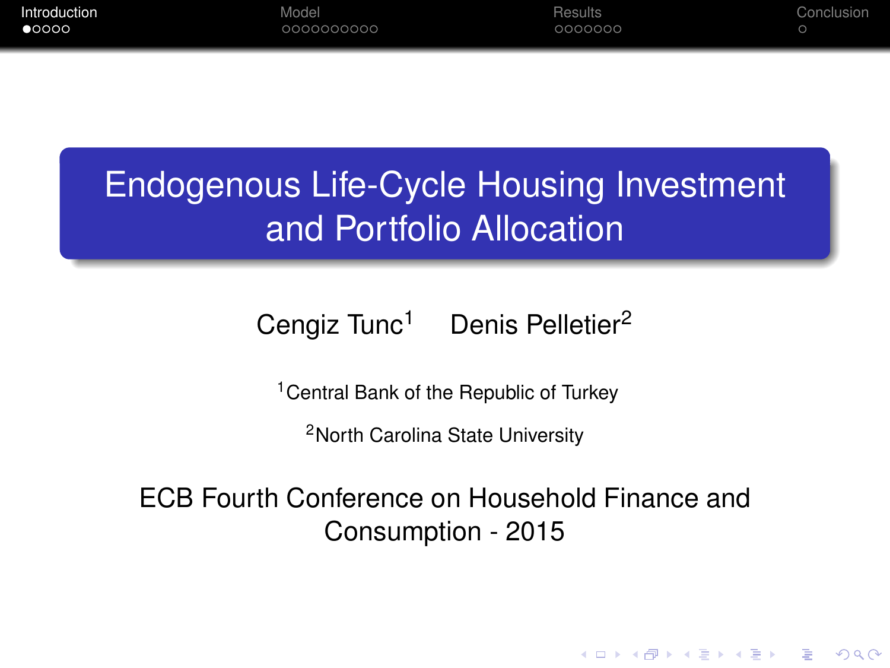# Endogenous Life-Cycle Housing Investment and Portfolio Allocation

Cengiz Tunc[1] Denis Pelletier[2]

[1]Central Bank of the Republic of Turkey

[2]North Carolina State University

ECB Fourth Conference on Household Finance and Consumption - 2015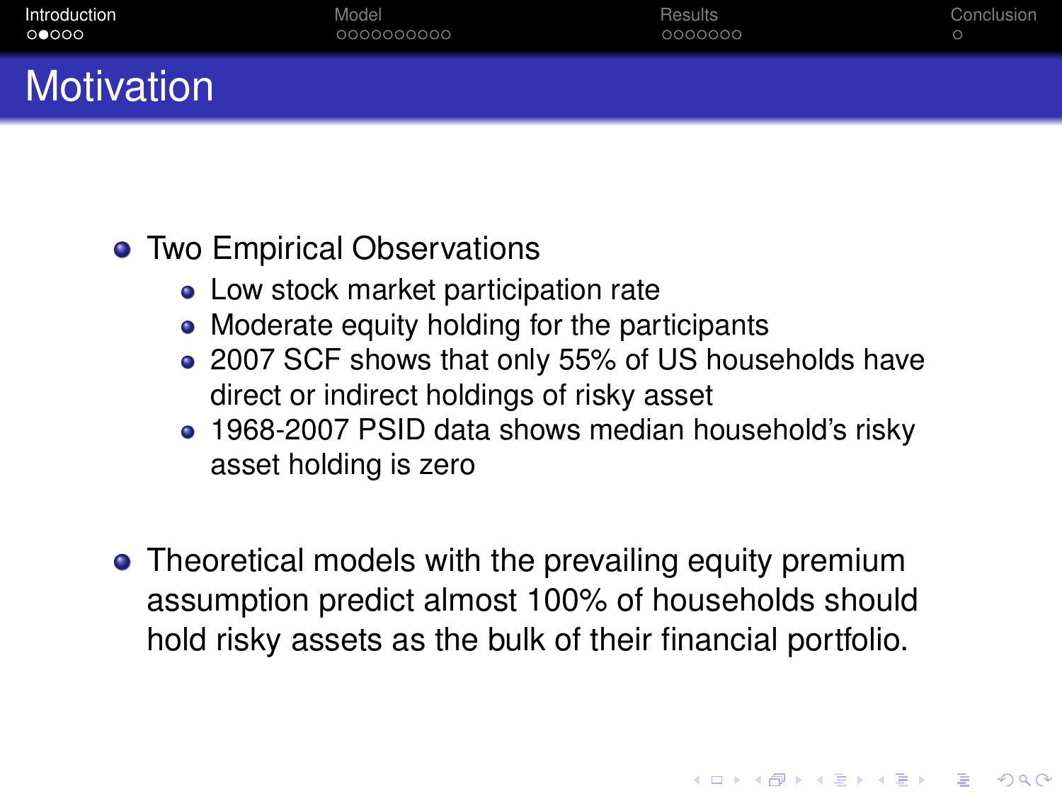# Motivation

- Two Empirical Observations
  - Low stock market participation rate
  - Moderate equity holding for the participants
  - 2007 SCF shows that only 55% of US households have direct or indirect holdings of risky asset
  - 1968-2007 PSID data shows median household's risky asset holding is zero
- Theoretical models with the prevailing equity premium assumption predict almost 100% of households should hold risky assets as the bulk of their financial portfolio.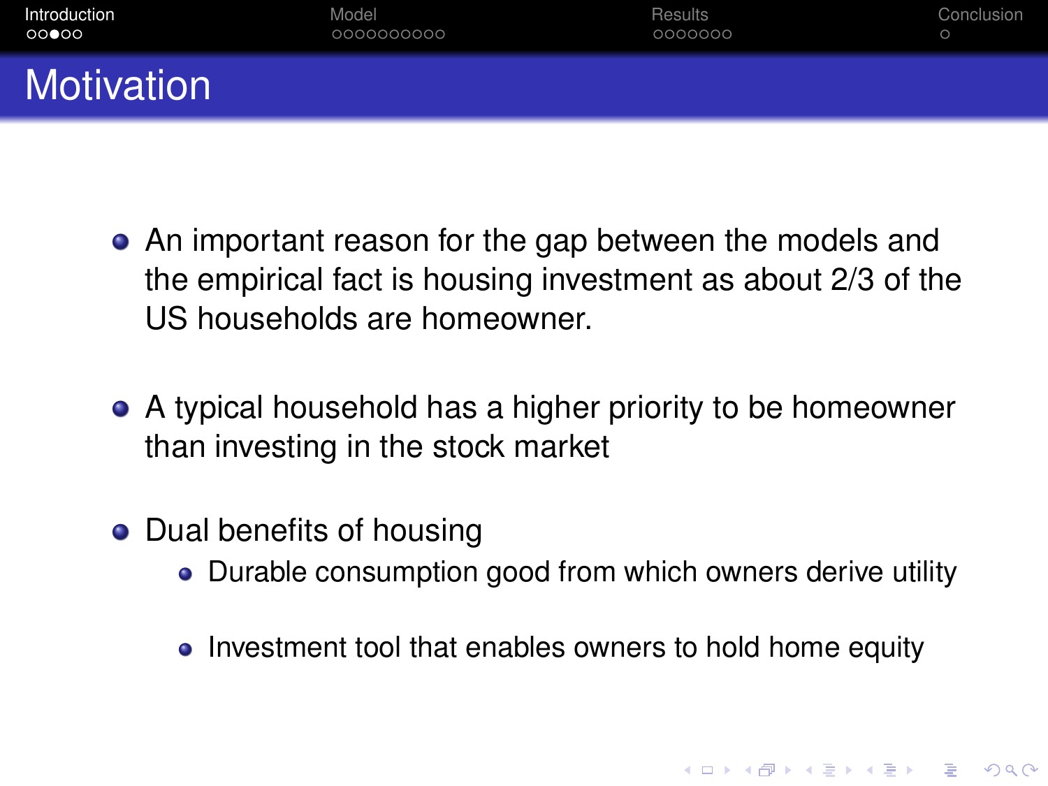# Motivation

- An important reason for the gap between the models and the empirical fact is housing investment as about 2/3 of the US households are homeowner.
- A typical household has a higher priority to be homeowner than investing in the stock market
- Dual benefits of housing
  - Durable consumption good from which owners derive utility
  - Investment tool that enables owners to hold home equity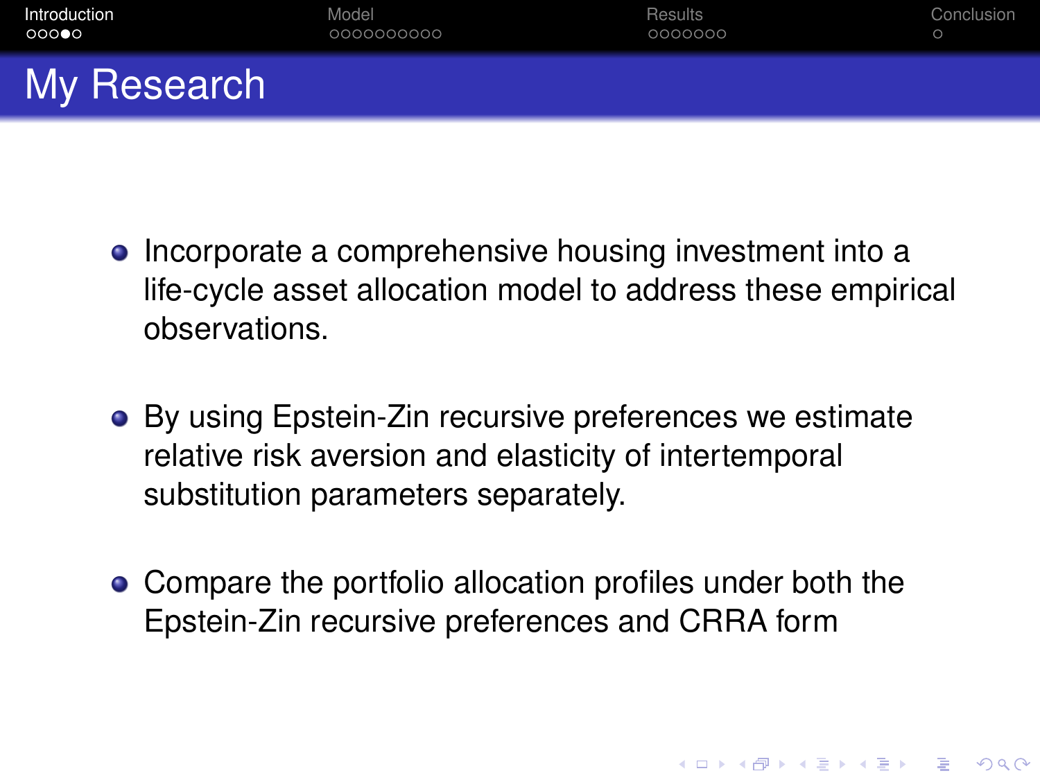# My Research

- Incorporate a comprehensive housing investment into a life-cycle asset allocation model to address these empirical observations.

- By using Epstein-Zin recursive preferences we estimate relative risk aversion and elasticity of intertemporal substitution parameters separately.

- Compare the portfolio allocation profiles under both the Epstein-Zin recursive preferences and CRRA form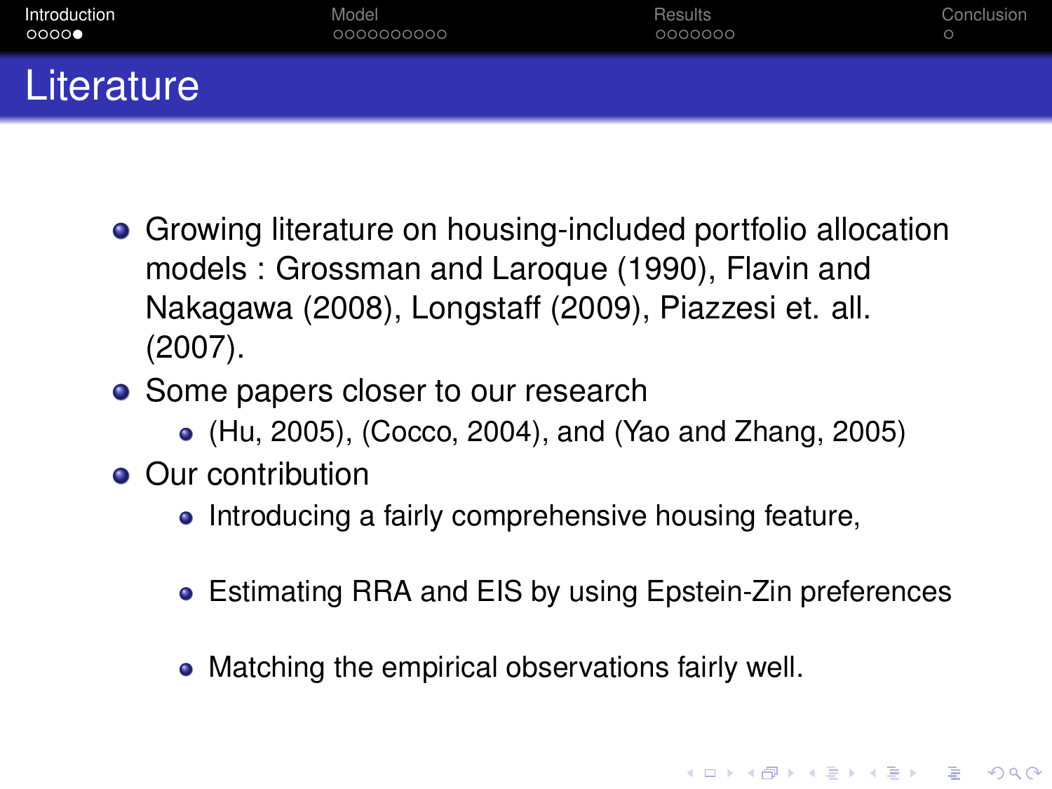# Literature

- Growing literature on housing-included portfolio allocation models : Grossman and Laroque (1990), Flavin and Nakagawa (2008), Longstaff (2009), Piazzesi et. all. (2007).
- Some papers closer to our research
  - (Hu, 2005), (Cocco, 2004), and (Yao and Zhang, 2005)
- Our contribution
  - Introducing a fairly comprehensive housing feature,
  - Estimating RRA and EIS by using Epstein-Zin preferences
  - Matching the empirical observations fairly well.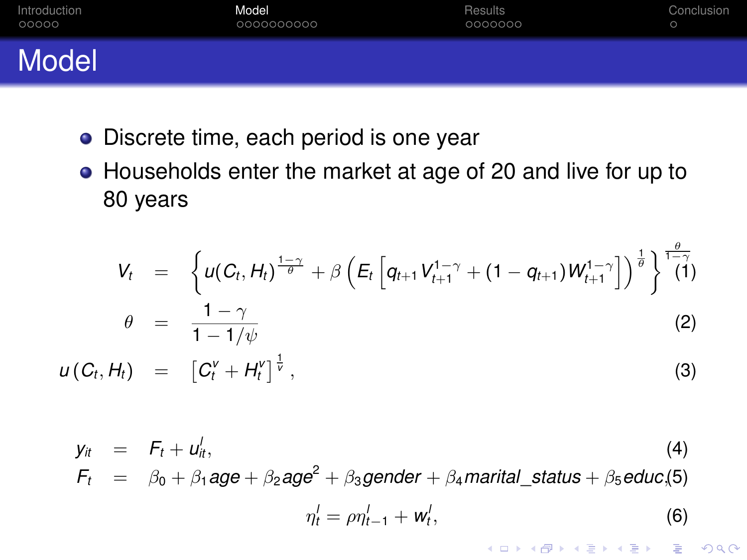# Model

- Discrete time, each period is one year
- Households enter the market at age of 20 and live for up to 80 years

$$V_t = \left\{ u(C_t, H_t)^{\frac{1-\gamma}{\theta}} + \beta \left( E_t \left[ q_{t+1} V_{t+1}^{1-\gamma} + (1 - q_{t+1}) W_{t+1}^{1-\gamma} \right] \right)^{\frac{1}{\theta}} \right\}^{\frac{\theta}{1-\gamma}} \tag{1}$$

$$\theta = \frac{1-\gamma}{1 - 1/\psi} \tag{2}$$

$$u(C_t, H_t) = \left[ C_t^v + H_t^v \right]^{\frac{1}{v}}, \tag{3}$$

$$y_{it} = F_t + u_{it}^l, \tag{4}$$

$$F_t = \beta_0 + \beta_1 age + \beta_2 age^2 + \beta_3 gender + \beta_4 marital\_status + \beta_5 educ, \tag{5}$$

$$\eta_t^l = \rho \eta_{t-1}^l + w_t^l, \tag{6}$$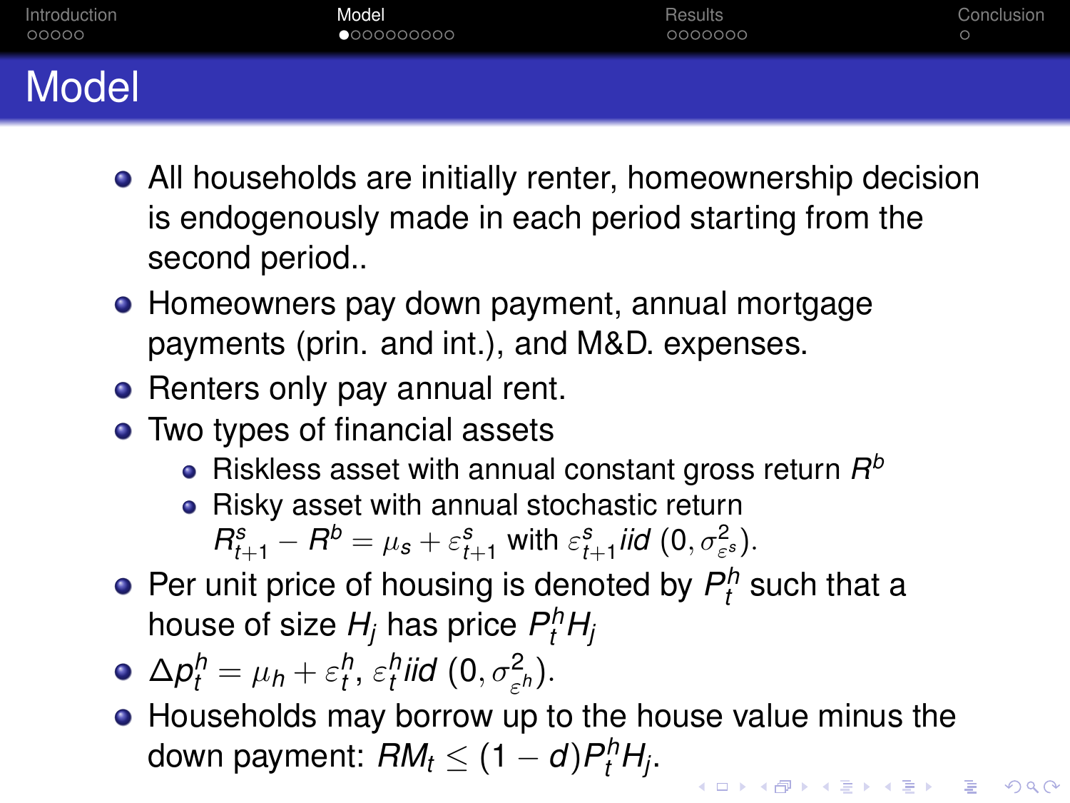# Model

- All households are initially renter, homeownership decision is endogenously made in each period starting from the second period..
- Homeowners pay down payment, annual mortgage payments (prin. and int.), and M&D. expenses.
- Renters only pay annual rent.
- Two types of financial assets
  - Riskless asset with annual constant gross return $R^b$
  - Risky asset with annual stochastic return $R^s_{t+1} - R^b = \mu_s + \varepsilon^s_{t+1}$ with $\varepsilon^s_{t+1}$ *iid* $(0, \sigma^2_{\varepsilon^s})$.
- Per unit price of housing is denoted by $P^h_t$ such that a house of size $H_j$ has price $P^h_t H_j$
- $\Delta p^h_t = \mu_h + \varepsilon^h_t$, $\varepsilon^h_t$ *iid* $(0, \sigma^2_{\varepsilon^h})$.
- Households may borrow up to the house value minus the down payment: $RM_t \leq (1 - d) P^h_t H_j$.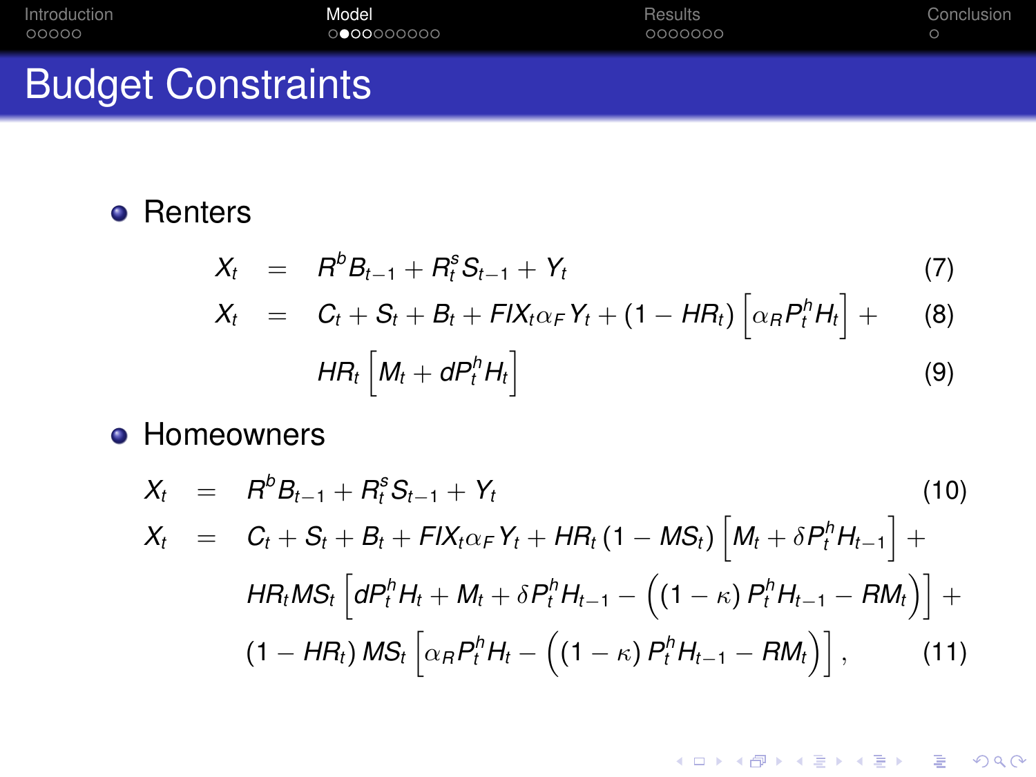# Budget Constraints

- Renters

$$X_t = R^b B_{t-1} + R_t^s S_{t-1} + Y_t \tag{7}$$

$$X_t = C_t + S_t + B_t + FIX_t \alpha_F Y_t + (1 - HR_t) \left[ \alpha_R P_t^h H_t \right] + \tag{8}$$

$$HR_t \left[ M_t + dP_t^h H_t \right] \tag{9}$$

- Homeowners

$$X_t = R^b B_{t-1} + R_t^s S_{t-1} + Y_t \tag{10}$$

$$\begin{aligned} X_t = {} & C_t + S_t + B_t + FIX_t \alpha_F Y_t + HR_t \left(1 - MS_t\right) \left[ M_t + \delta P_t^h H_{t-1} \right] + \\ & HR_t MS_t \left[ dP_t^h H_t + M_t + \delta P_t^h H_{t-1} - \left( \left(1 - \kappa\right) P_t^h H_{t-1} - RM_t \right) \right] + \\ & \left(1 - HR_t\right) MS_t \left[ \alpha_R P_t^h H_t - \left( \left(1 - \kappa\right) P_t^h H_{t-1} - RM_t \right) \right], \end{aligned} \tag{11}$$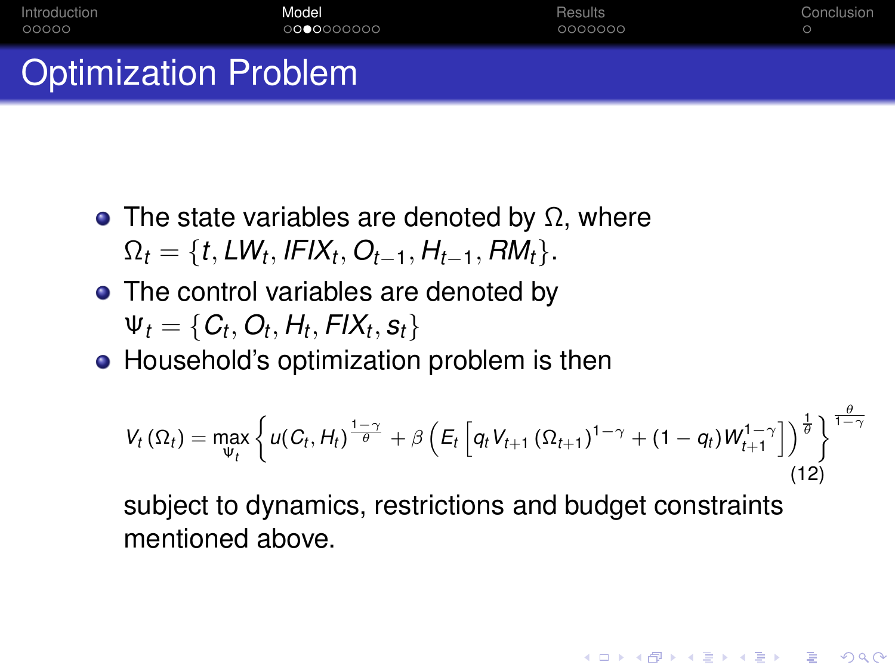# Optimization Problem

- The state variables are denoted by $\Omega$, where $\Omega_t = \{t, LW_t, IFIX_t, O_{t-1}, H_{t-1}, RM_t\}$.
- The control variables are denoted by $\Psi_t = \{C_t, O_t, H_t, FIX_t, s_t\}$
- Household's optimization problem is then

$$V_t(\Omega_t) = \max_{\Psi_t} \left\{ u(C_t, H_t)^{\frac{1-\gamma}{\theta}} + \beta \left( E_t \left[ q_t V_{t+1}(\Omega_{t+1})^{1-\gamma} + (1-q_t) W_{t+1}^{1-\gamma} \right] \right)^{\frac{1}{\theta}} \right\}^{\frac{\theta}{1-\gamma}} \tag{12}$$

subject to dynamics, restrictions and budget constraints mentioned above.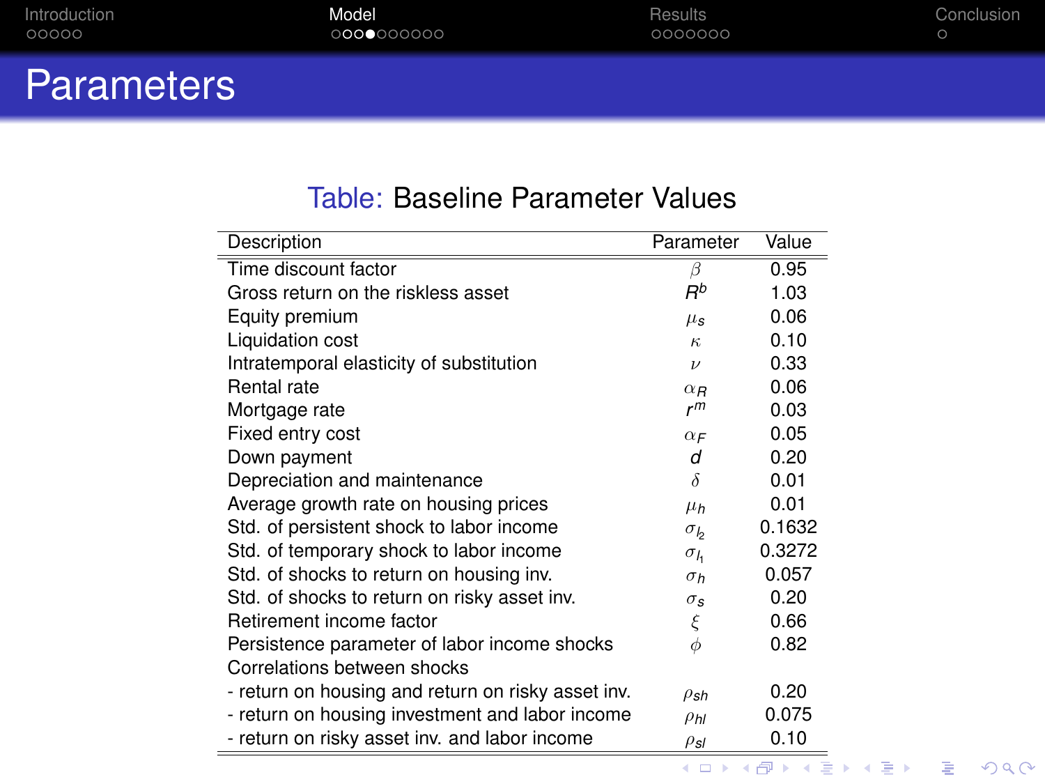# Parameters

Table: Baseline Parameter Values

| Description | Parameter | Value |
|---|---|---|
| Time discount factor | $\beta$ | 0.95 |
| Gross return on the riskless asset | $R^b$ | 1.03 |
| Equity premium | $\mu_s$ | 0.06 |
| Liquidation cost | $\kappa$ | 0.10 |
| Intratemporal elasticity of substitution | $\nu$ | 0.33 |
| Rental rate | $\alpha_R$ | 0.06 |
| Mortgage rate | $r^m$ | 0.03 |
| Fixed entry cost | $\alpha_F$ | 0.05 |
| Down payment | $d$ | 0.20 |
| Depreciation and maintenance | $\delta$ | 0.01 |
| Average growth rate on housing prices | $\mu_h$ | 0.01 |
| Std. of persistent shock to labor income | $\sigma_{l_2}$ | 0.1632 |
| Std. of temporary shock to labor income | $\sigma_{l_1}$ | 0.3272 |
| Std. of shocks to return on housing inv. | $\sigma_h$ | 0.057 |
| Std. of shocks to return on risky asset inv. | $\sigma_s$ | 0.20 |
| Retirement income factor | $\xi$ | 0.66 |
| Persistence parameter of labor income shocks | $\phi$ | 0.82 |
| Correlations between shocks | | |
| - return on housing and return on risky asset inv. | $\rho_{sh}$ | 0.20 |
| - return on housing investment and labor income | $\rho_{hl}$ | 0.075 |
| - return on risky asset inv. and labor income | $\rho_{sl}$ | 0.10 |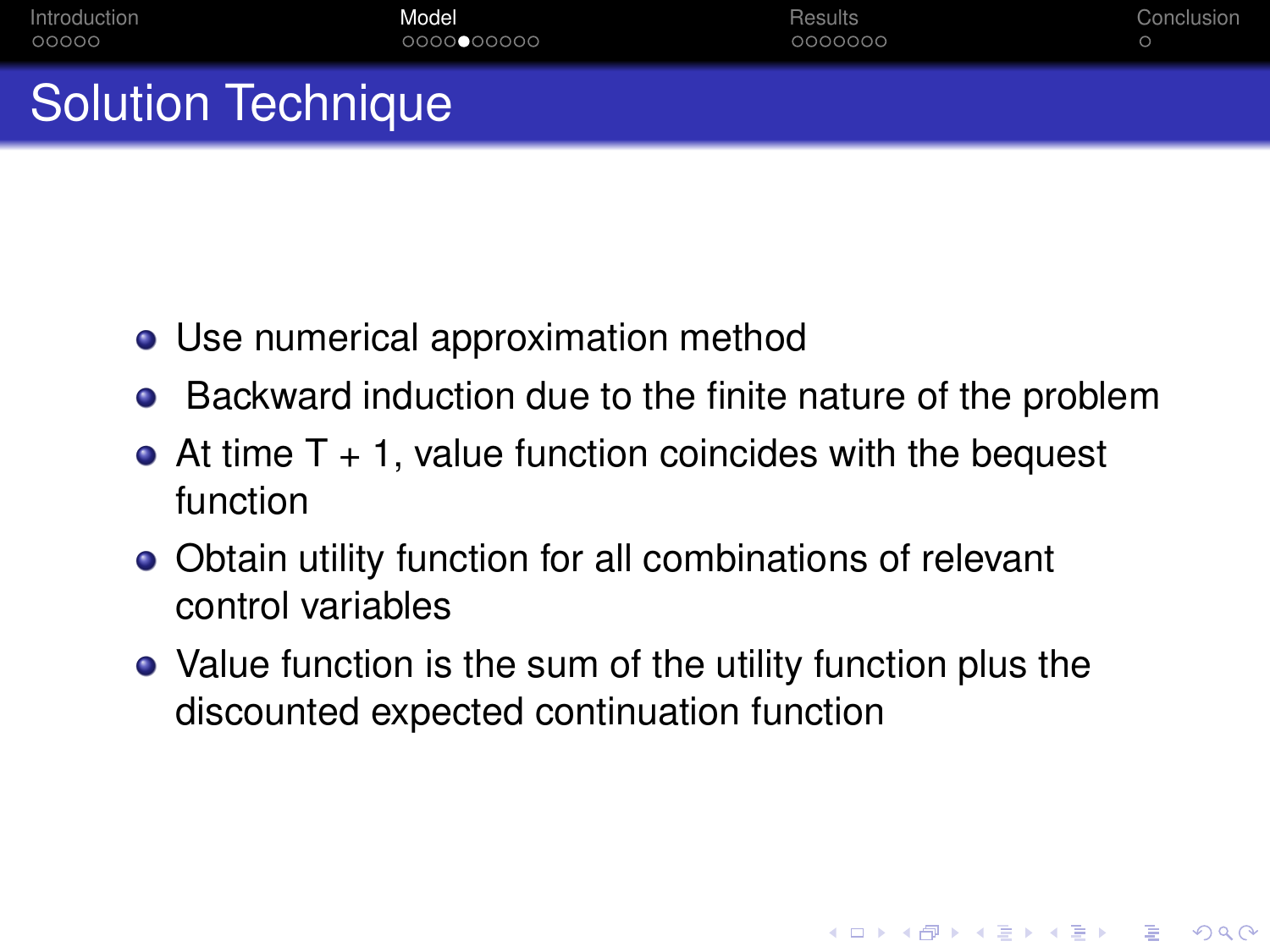# Solution Technique

- Use numerical approximation method
- Backward induction due to the finite nature of the problem
- At time $T + 1$, value function coincides with the bequest function
- Obtain utility function for all combinations of relevant control variables
- Value function is the sum of the utility function plus the discounted expected continuation function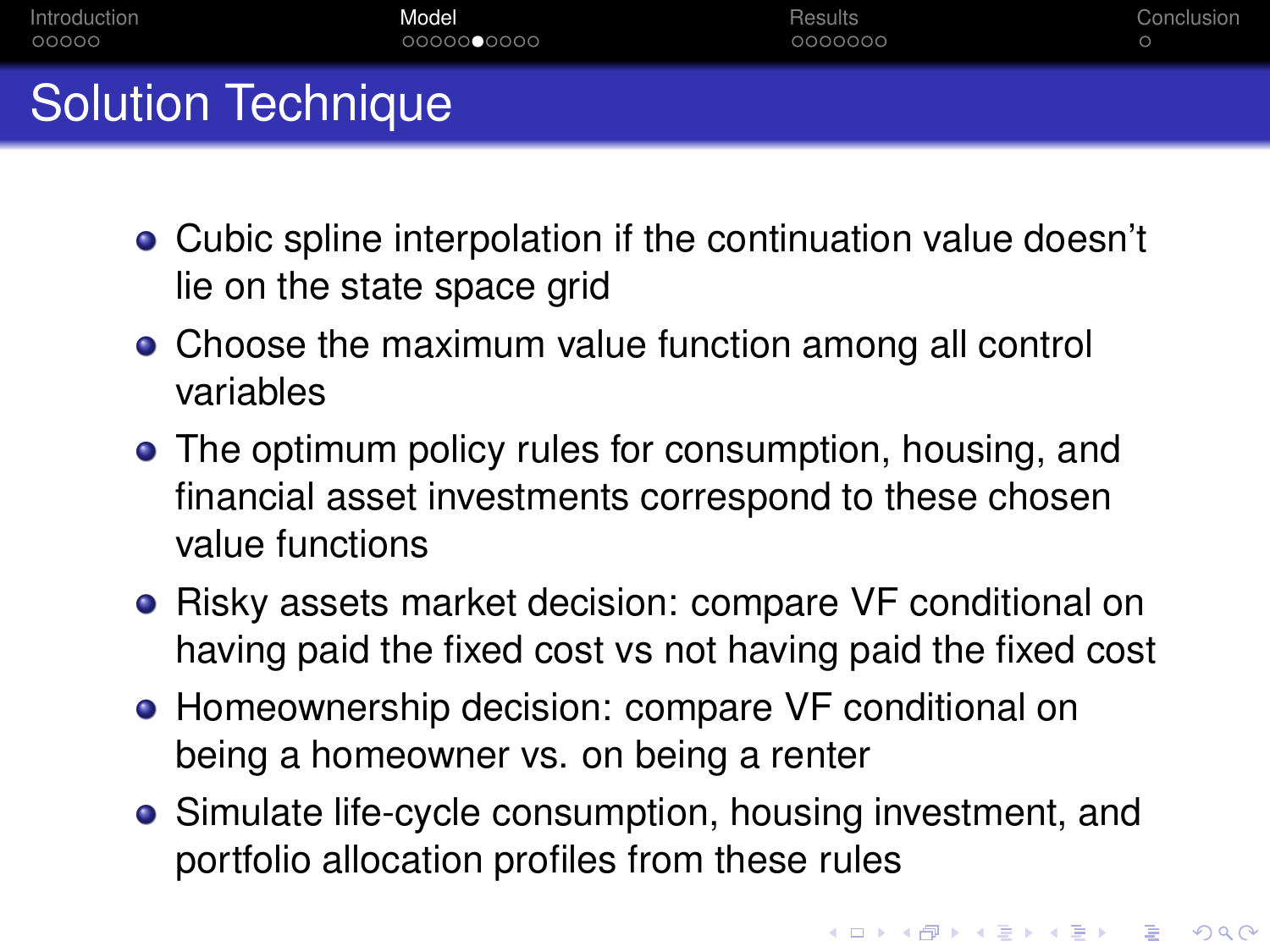# Solution Technique

- Cubic spline interpolation if the continuation value doesn't lie on the state space grid
- Choose the maximum value function among all control variables
- The optimum policy rules for consumption, housing, and financial asset investments correspond to these chosen value functions
- Risky assets market decision: compare VF conditional on having paid the fixed cost vs not having paid the fixed cost
- Homeownership decision: compare VF conditional on being a homeowner vs. on being a renter
- Simulate life-cycle consumption, housing investment, and portfolio allocation profiles from these rules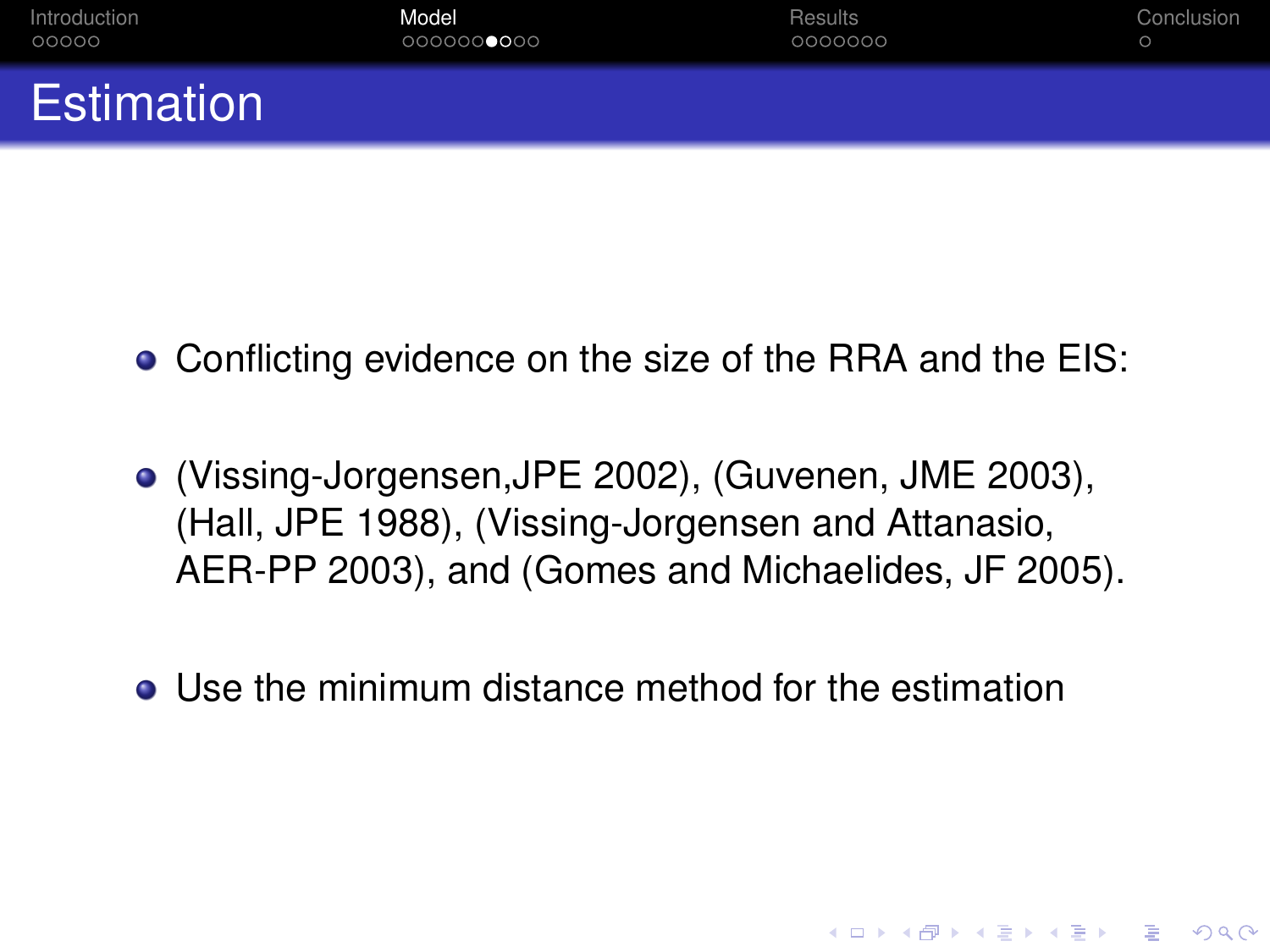# Estimation

- Conflicting evidence on the size of the RRA and the EIS:
- (Vissing-Jorgensen,JPE 2002), (Guvenen, JME 2003), (Hall, JPE 1988), (Vissing-Jorgensen and Attanasio, AER-PP 2003), and (Gomes and Michaelides, JF 2005).
- Use the minimum distance method for the estimation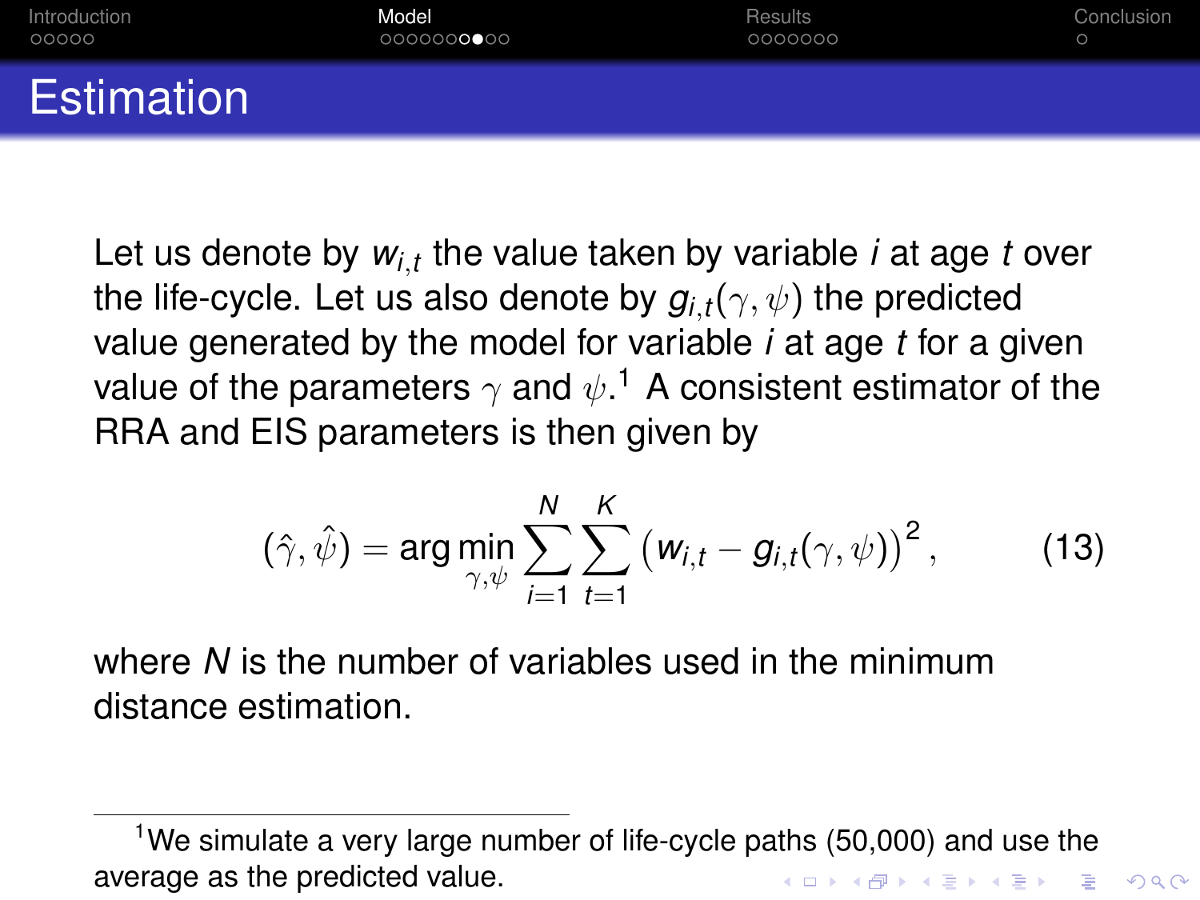# Estimation

Let us denote by $w_{i,t}$ the value taken by variable $i$ at age $t$ over the life-cycle. Let us also denote by $g_{i,t}(\gamma, \psi)$ the predicted value generated by the model for variable $i$ at age $t$ for a given value of the parameters $\gamma$ and $\psi$.[1] A consistent estimator of the RRA and EIS parameters is then given by

$$(\hat{\gamma}, \hat{\psi}) = \arg\min_{\gamma,\psi} \sum_{i=1}^{N} \sum_{t=1}^{K} \left( w_{i,t} - g_{i,t}(\gamma, \psi) \right)^2, \tag{13}$$

where $N$ is the number of variables used in the minimum distance estimation.

---

[1] We simulate a very large number of life-cycle paths (50,000) and use the average as the predicted value.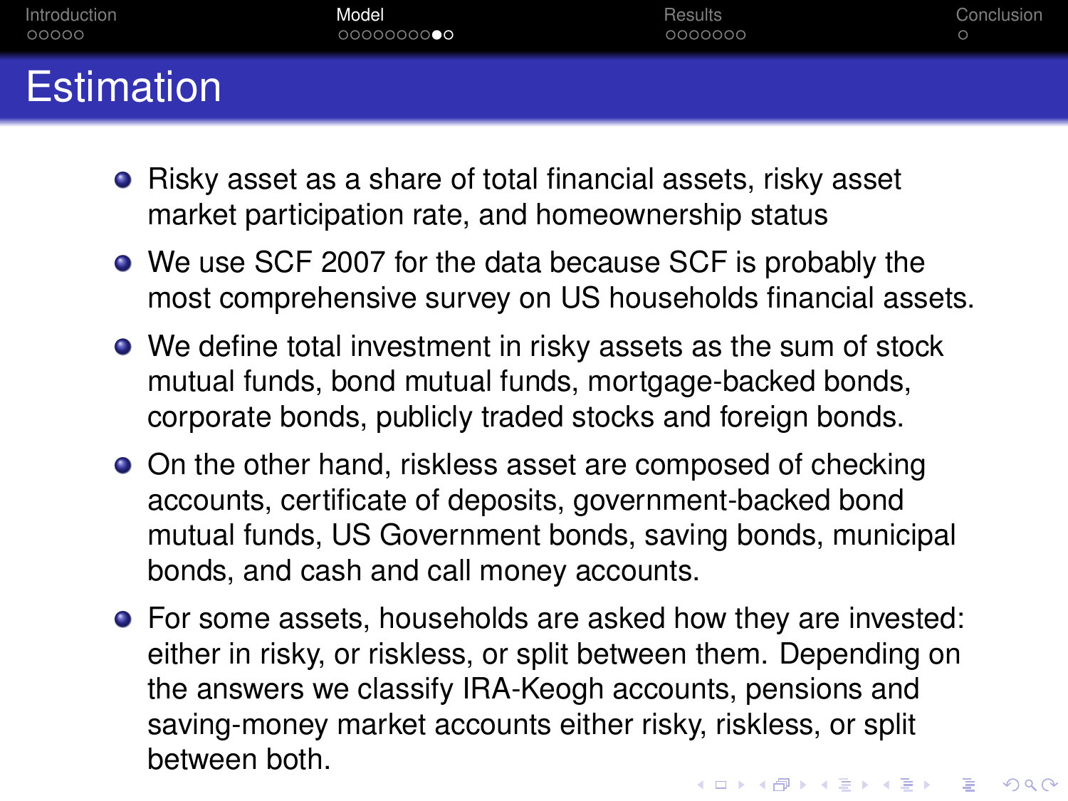# Estimation

- Risky asset as a share of total financial assets, risky asset market participation rate, and homeownership status
- We use SCF 2007 for the data because SCF is probably the most comprehensive survey on US households financial assets.
- We define total investment in risky assets as the sum of stock mutual funds, bond mutual funds, mortgage-backed bonds, corporate bonds, publicly traded stocks and foreign bonds.
- On the other hand, riskless asset are composed of checking accounts, certificate of deposits, government-backed bond mutual funds, US Government bonds, saving bonds, municipal bonds, and cash and call money accounts.
- For some assets, households are asked how they are invested: either in risky, or riskless, or split between them. Depending on the answers we classify IRA-Keogh accounts, pensions and saving-money market accounts either risky, riskless, or split between both.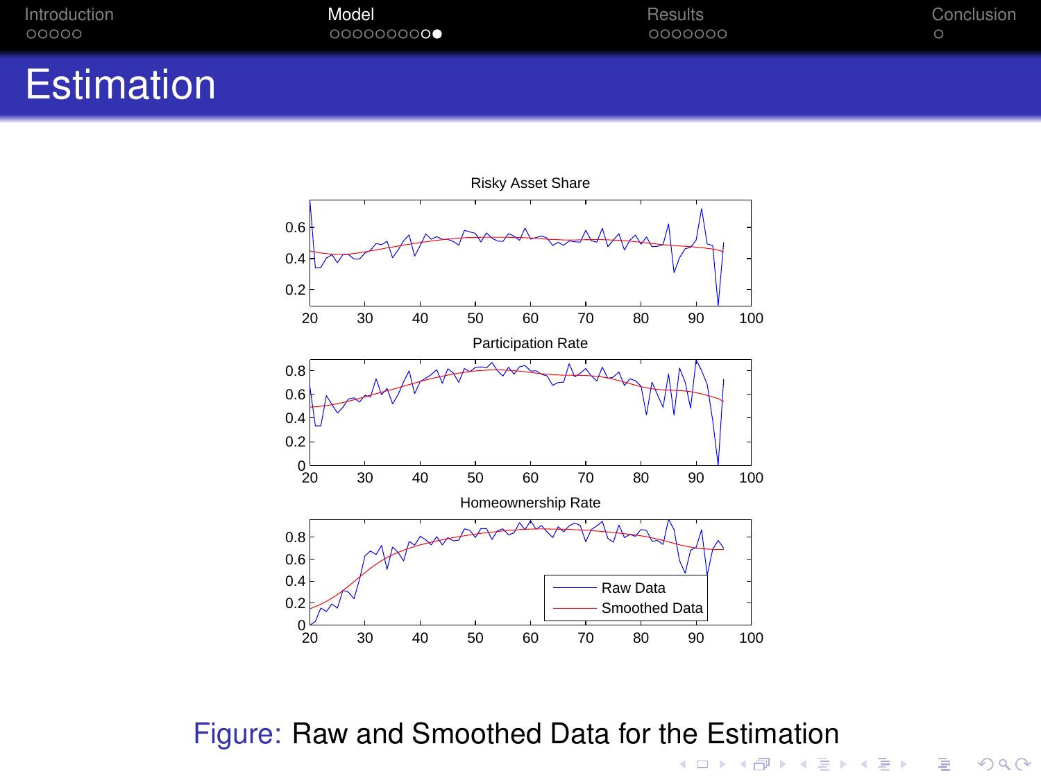# Estimation

Figure: Raw and Smoothed Data for the Estimation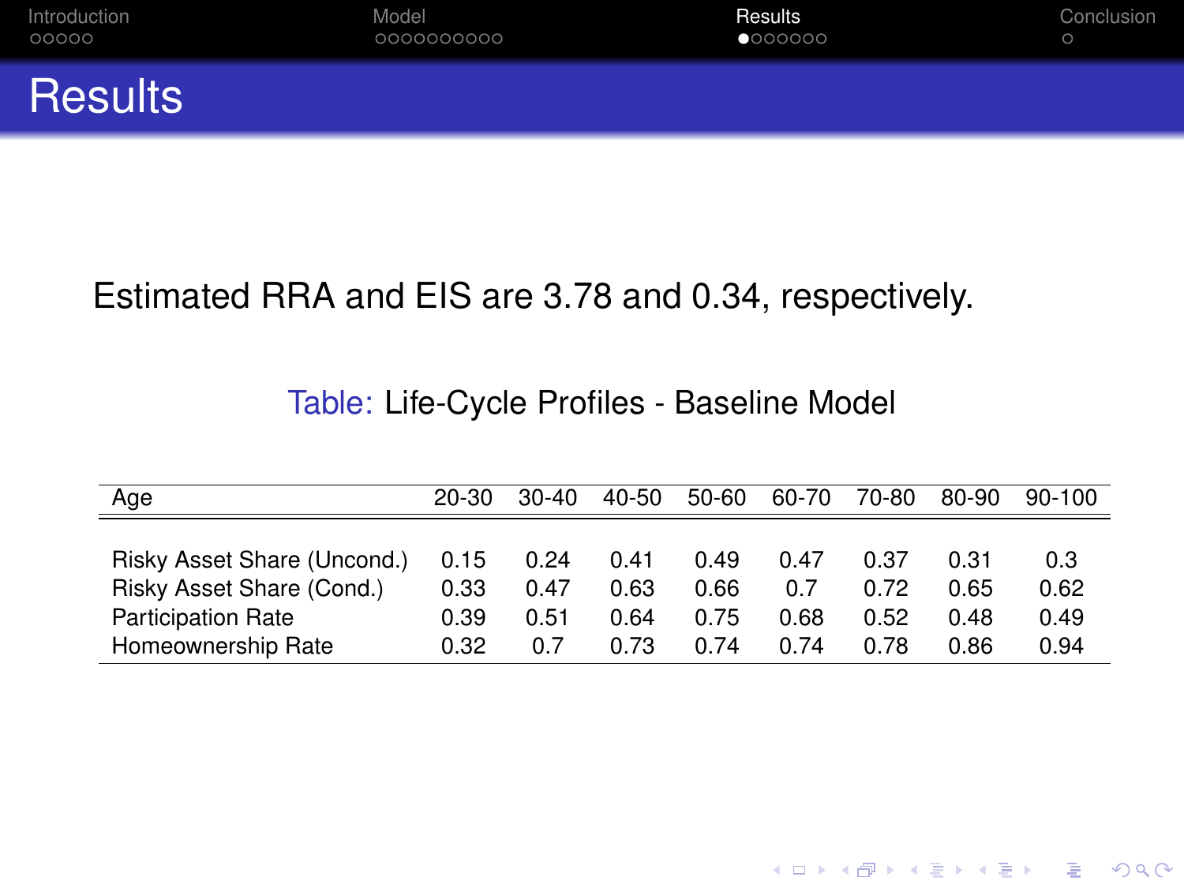# Results

Estimated RRA and EIS are 3.78 and 0.34, respectively.

Table: Life-Cycle Profiles - Baseline Model

| Age | 20-30 | 30-40 | 40-50 | 50-60 | 60-70 | 70-80 | 80-90 | 90-100 |
|---|---|---|---|---|---|---|---|---|
| Risky Asset Share (Uncond.) | 0.15 | 0.24 | 0.41 | 0.49 | 0.47 | 0.37 | 0.31 | 0.3 |
| Risky Asset Share (Cond.) | 0.33 | 0.47 | 0.63 | 0.66 | 0.7 | 0.72 | 0.65 | 0.62 |
| Participation Rate | 0.39 | 0.51 | 0.64 | 0.75 | 0.68 | 0.52 | 0.48 | 0.49 |
| Homeownership Rate | 0.32 | 0.7 | 0.73 | 0.74 | 0.74 | 0.78 | 0.86 | 0.94 |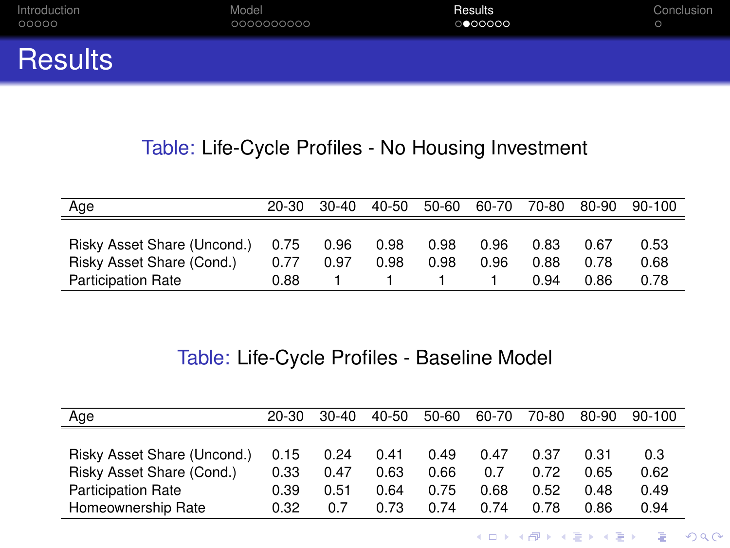# Results

Table: Life-Cycle Profiles - No Housing Investment

| Age | 20-30 | 30-40 | 40-50 | 50-60 | 60-70 | 70-80 | 80-90 | 90-100 |
|---|---|---|---|---|---|---|---|---|
| Risky Asset Share (Uncond.) | 0.75 | 0.96 | 0.98 | 0.98 | 0.96 | 0.83 | 0.67 | 0.53 |
| Risky Asset Share (Cond.) | 0.77 | 0.97 | 0.98 | 0.98 | 0.96 | 0.88 | 0.78 | 0.68 |
| Participation Rate | 0.88 | 1 | 1 | 1 | 1 | 0.94 | 0.86 | 0.78 |

Table: Life-Cycle Profiles - Baseline Model

| Age | 20-30 | 30-40 | 40-50 | 50-60 | 60-70 | 70-80 | 80-90 | 90-100 |
|---|---|---|---|---|---|---|---|---|
| Risky Asset Share (Uncond.) | 0.15 | 0.24 | 0.41 | 0.49 | 0.47 | 0.37 | 0.31 | 0.3 |
| Risky Asset Share (Cond.) | 0.33 | 0.47 | 0.63 | 0.66 | 0.7 | 0.72 | 0.65 | 0.62 |
| Participation Rate | 0.39 | 0.51 | 0.64 | 0.75 | 0.68 | 0.52 | 0.48 | 0.49 |
| Homeownership Rate | 0.32 | 0.7 | 0.73 | 0.74 | 0.74 | 0.78 | 0.86 | 0.94 |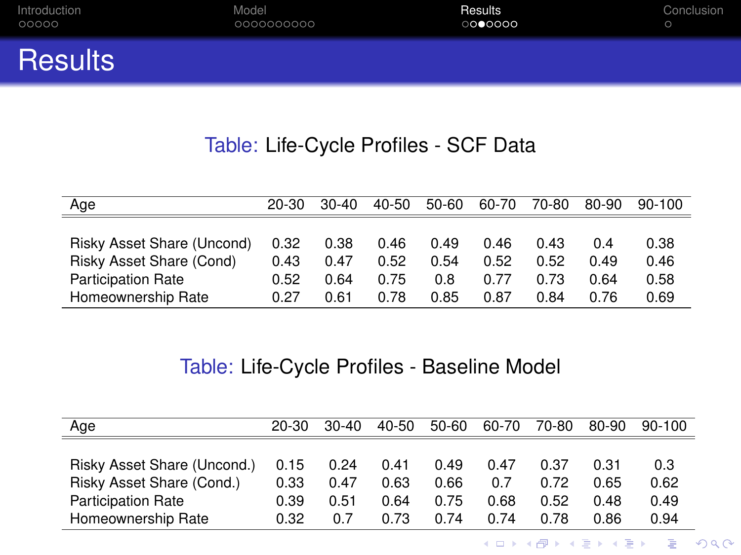# Results

Table: Life-Cycle Profiles - SCF Data

| Age | 20-30 | 30-40 | 40-50 | 50-60 | 60-70 | 70-80 | 80-90 | 90-100 |
|---|---|---|---|---|---|---|---|---|
| Risky Asset Share (Uncond) | 0.32 | 0.38 | 0.46 | 0.49 | 0.46 | 0.43 | 0.4 | 0.38 |
| Risky Asset Share (Cond) | 0.43 | 0.47 | 0.52 | 0.54 | 0.52 | 0.52 | 0.49 | 0.46 |
| Participation Rate | 0.52 | 0.64 | 0.75 | 0.8 | 0.77 | 0.73 | 0.64 | 0.58 |
| Homeownership Rate | 0.27 | 0.61 | 0.78 | 0.85 | 0.87 | 0.84 | 0.76 | 0.69 |

Table: Life-Cycle Profiles - Baseline Model

| Age | 20-30 | 30-40 | 40-50 | 50-60 | 60-70 | 70-80 | 80-90 | 90-100 |
|---|---|---|---|---|---|---|---|---|
| Risky Asset Share (Uncond.) | 0.15 | 0.24 | 0.41 | 0.49 | 0.47 | 0.37 | 0.31 | 0.3 |
| Risky Asset Share (Cond.) | 0.33 | 0.47 | 0.63 | 0.66 | 0.7 | 0.72 | 0.65 | 0.62 |
| Participation Rate | 0.39 | 0.51 | 0.64 | 0.75 | 0.68 | 0.52 | 0.48 | 0.49 |
| Homeownership Rate | 0.32 | 0.7 | 0.73 | 0.74 | 0.74 | 0.78 | 0.86 | 0.94 |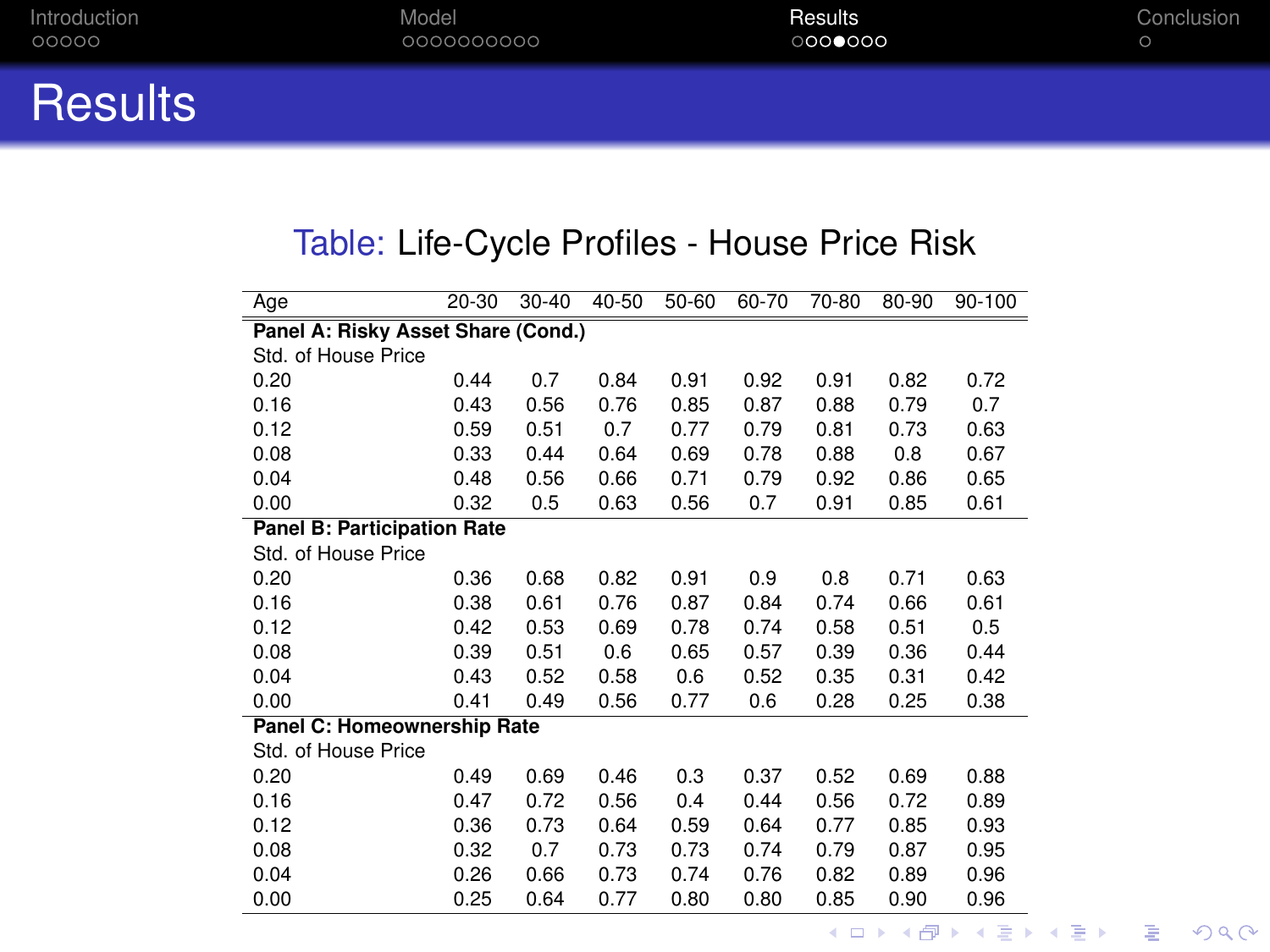# Results

Table: Life-Cycle Profiles - House Price Risk

| Age | 20-30 | 30-40 | 40-50 | 50-60 | 60-70 | 70-80 | 80-90 | 90-100 |
|---|---|---|---|---|---|---|---|---|
| **Panel A: Risky Asset Share (Cond.)** | | | | | | | | |
| Std. of House Price | | | | | | | | |
| 0.20 | 0.44 | 0.7 | 0.84 | 0.91 | 0.92 | 0.91 | 0.82 | 0.72 |
| 0.16 | 0.43 | 0.56 | 0.76 | 0.85 | 0.87 | 0.88 | 0.79 | 0.7 |
| 0.12 | 0.59 | 0.51 | 0.7 | 0.77 | 0.79 | 0.81 | 0.73 | 0.63 |
| 0.08 | 0.33 | 0.44 | 0.64 | 0.69 | 0.78 | 0.88 | 0.8 | 0.67 |
| 0.04 | 0.48 | 0.56 | 0.66 | 0.71 | 0.79 | 0.92 | 0.86 | 0.65 |
| 0.00 | 0.32 | 0.5 | 0.63 | 0.56 | 0.7 | 0.91 | 0.85 | 0.61 |
| **Panel B: Participation Rate** | | | | | | | | |
| Std. of House Price | | | | | | | | |
| 0.20 | 0.36 | 0.68 | 0.82 | 0.91 | 0.9 | 0.8 | 0.71 | 0.63 |
| 0.16 | 0.38 | 0.61 | 0.76 | 0.87 | 0.84 | 0.74 | 0.66 | 0.61 |
| 0.12 | 0.42 | 0.53 | 0.69 | 0.78 | 0.74 | 0.58 | 0.51 | 0.5 |
| 0.08 | 0.39 | 0.51 | 0.6 | 0.65 | 0.57 | 0.39 | 0.36 | 0.44 |
| 0.04 | 0.43 | 0.52 | 0.58 | 0.6 | 0.52 | 0.35 | 0.31 | 0.42 |
| 0.00 | 0.41 | 0.49 | 0.56 | 0.77 | 0.6 | 0.28 | 0.25 | 0.38 |
| **Panel C: Homeownership Rate** | | | | | | | | |
| Std. of House Price | | | | | | | | |
| 0.20 | 0.49 | 0.69 | 0.46 | 0.3 | 0.37 | 0.52 | 0.69 | 0.88 |
| 0.16 | 0.47 | 0.72 | 0.56 | 0.4 | 0.44 | 0.56 | 0.72 | 0.89 |
| 0.12 | 0.36 | 0.73 | 0.64 | 0.59 | 0.64 | 0.77 | 0.85 | 0.93 |
| 0.08 | 0.32 | 0.7 | 0.73 | 0.73 | 0.74 | 0.79 | 0.87 | 0.95 |
| 0.04 | 0.26 | 0.66 | 0.73 | 0.74 | 0.76 | 0.82 | 0.89 | 0.96 |
| 0.00 | 0.25 | 0.64 | 0.77 | 0.80 | 0.80 | 0.85 | 0.90 | 0.96 |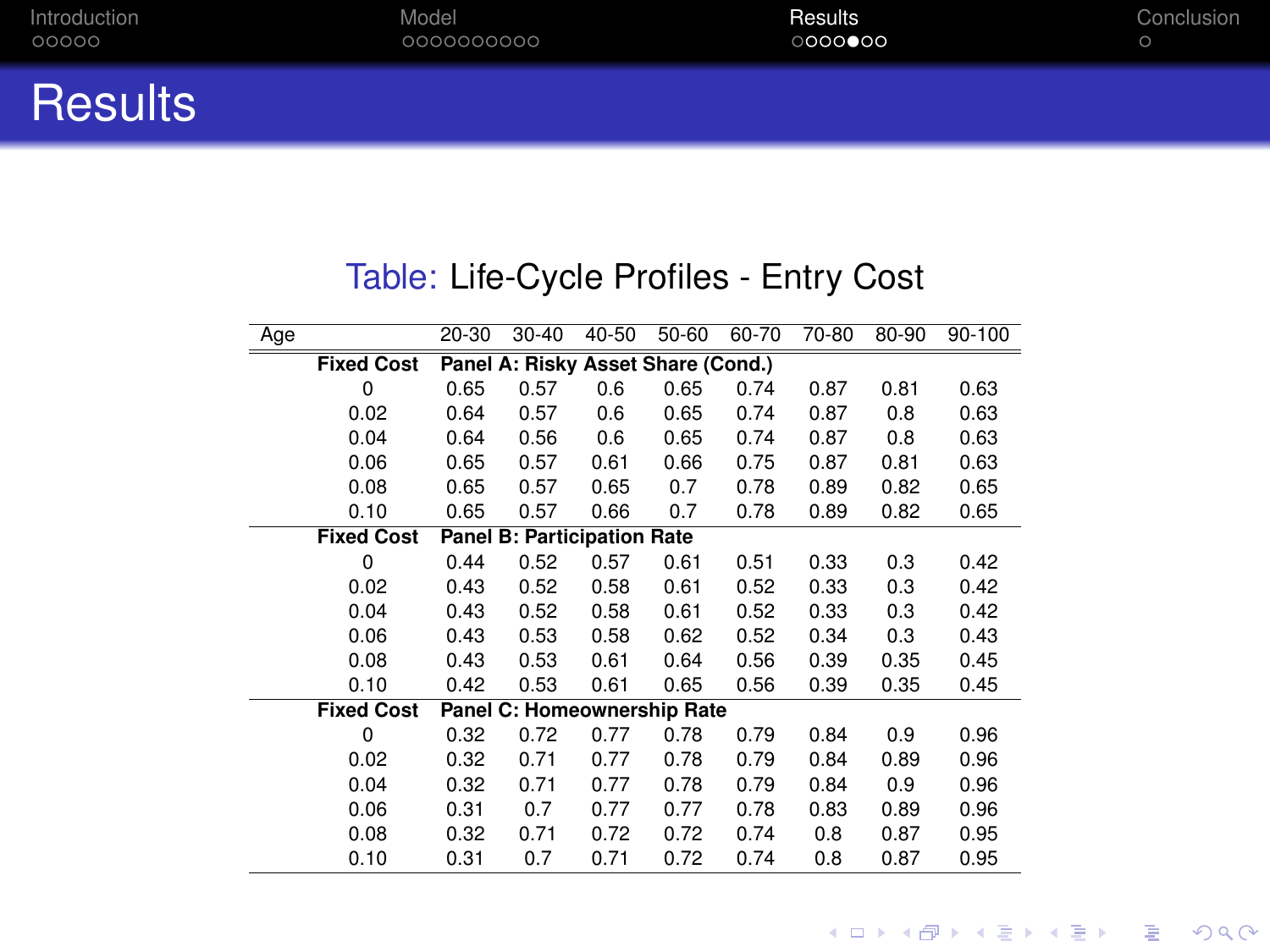# Results

Table: Life-Cycle Profiles - Entry Cost

| Age | 20-30 | 30-40 | 40-50 | 50-60 | 60-70 | 70-80 | 80-90 | 90-100 |
|---|---|---|---|---|---|---|---|---|
| **Fixed Cost** | **Panel A: Risky Asset Share (Cond.)** | | | | | | | |
| 0 | 0.65 | 0.57 | 0.6 | 0.65 | 0.74 | 0.87 | 0.81 | 0.63 |
| 0.02 | 0.64 | 0.57 | 0.6 | 0.65 | 0.74 | 0.87 | 0.8 | 0.63 |
| 0.04 | 0.64 | 0.56 | 0.6 | 0.65 | 0.74 | 0.87 | 0.8 | 0.63 |
| 0.06 | 0.65 | 0.57 | 0.61 | 0.66 | 0.75 | 0.87 | 0.81 | 0.63 |
| 0.08 | 0.65 | 0.57 | 0.65 | 0.7 | 0.78 | 0.89 | 0.82 | 0.65 |
| 0.10 | 0.65 | 0.57 | 0.66 | 0.7 | 0.78 | 0.89 | 0.82 | 0.65 |
| **Fixed Cost** | **Panel B: Participation Rate** | | | | | | | |
| 0 | 0.44 | 0.52 | 0.57 | 0.61 | 0.51 | 0.33 | 0.3 | 0.42 |
| 0.02 | 0.43 | 0.52 | 0.58 | 0.61 | 0.52 | 0.33 | 0.3 | 0.42 |
| 0.04 | 0.43 | 0.52 | 0.58 | 0.61 | 0.52 | 0.33 | 0.3 | 0.42 |
| 0.06 | 0.43 | 0.53 | 0.58 | 0.62 | 0.52 | 0.34 | 0.3 | 0.43 |
| 0.08 | 0.43 | 0.53 | 0.61 | 0.64 | 0.56 | 0.39 | 0.35 | 0.45 |
| 0.10 | 0.42 | 0.53 | 0.61 | 0.65 | 0.56 | 0.39 | 0.35 | 0.45 |
| **Fixed Cost** | **Panel C: Homeownership Rate** | | | | | | | |
| 0 | 0.32 | 0.72 | 0.77 | 0.78 | 0.79 | 0.84 | 0.9 | 0.96 |
| 0.02 | 0.32 | 0.71 | 0.77 | 0.78 | 0.79 | 0.84 | 0.89 | 0.96 |
| 0.04 | 0.32 | 0.71 | 0.77 | 0.78 | 0.79 | 0.84 | 0.9 | 0.96 |
| 0.06 | 0.31 | 0.7 | 0.77 | 0.77 | 0.78 | 0.83 | 0.89 | 0.96 |
| 0.08 | 0.32 | 0.71 | 0.72 | 0.72 | 0.74 | 0.8 | 0.87 | 0.95 |
| 0.10 | 0.31 | 0.7 | 0.71 | 0.72 | 0.74 | 0.8 | 0.87 | 0.95 |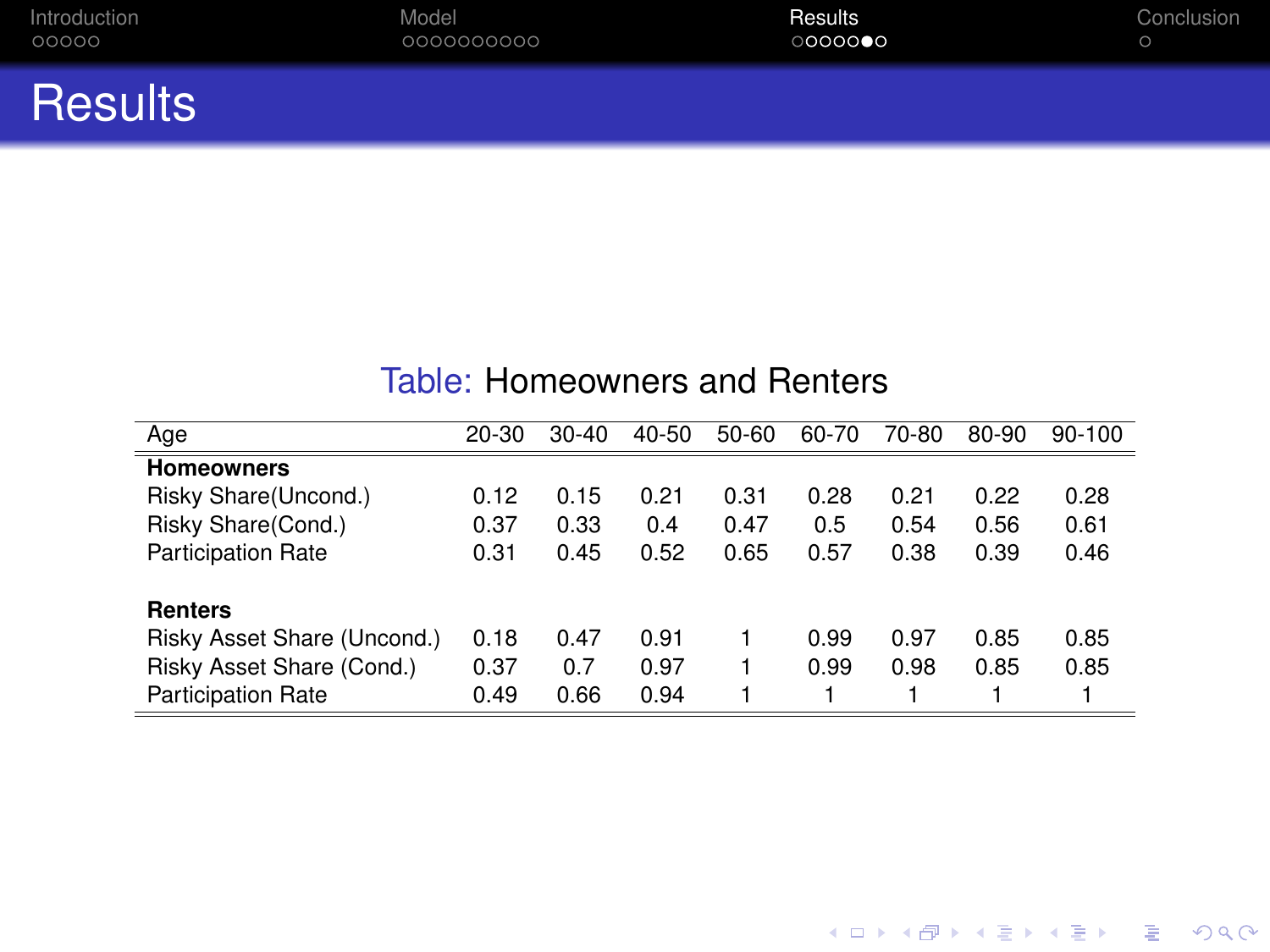# Results

Table: Homeowners and Renters

| Age | 20-30 | 30-40 | 40-50 | 50-60 | 60-70 | 70-80 | 80-90 | 90-100 |
|---|---|---|---|---|---|---|---|---|
| **Homeowners** | | | | | | | | |
| Risky Share(Uncond.) | 0.12 | 0.15 | 0.21 | 0.31 | 0.28 | 0.21 | 0.22 | 0.28 |
| Risky Share(Cond.) | 0.37 | 0.33 | 0.4 | 0.47 | 0.5 | 0.54 | 0.56 | 0.61 |
| Participation Rate | 0.31 | 0.45 | 0.52 | 0.65 | 0.57 | 0.38 | 0.39 | 0.46 |
| | | | | | | | | |
| **Renters** | | | | | | | | |
| Risky Asset Share (Uncond.) | 0.18 | 0.47 | 0.91 | 1 | 0.99 | 0.97 | 0.85 | 0.85 |
| Risky Asset Share (Cond.) | 0.37 | 0.7 | 0.97 | 1 | 0.99 | 0.98 | 0.85 | 0.85 |
| Participation Rate | 0.49 | 0.66 | 0.94 | 1 | 1 | 1 | 1 | 1 |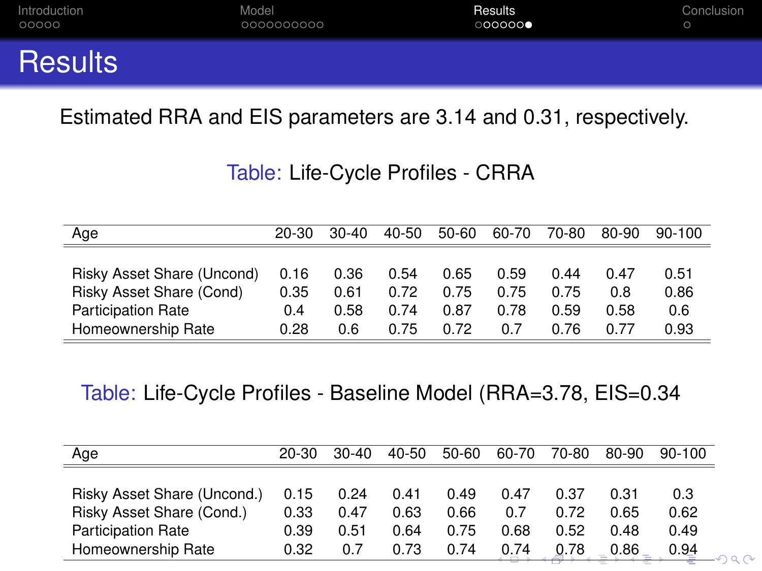# Results

Estimated RRA and EIS parameters are 3.14 and 0.31, respectively.

Table: Life-Cycle Profiles - CRRA

| Age | 20-30 | 30-40 | 40-50 | 50-60 | 60-70 | 70-80 | 80-90 | 90-100 |
|---|---|---|---|---|---|---|---|---|
| Risky Asset Share (Uncond) | 0.16 | 0.36 | 0.54 | 0.65 | 0.59 | 0.44 | 0.47 | 0.51 |
| Risky Asset Share (Cond) | 0.35 | 0.61 | 0.72 | 0.75 | 0.75 | 0.75 | 0.8 | 0.86 |
| Participation Rate | 0.4 | 0.58 | 0.74 | 0.87 | 0.78 | 0.59 | 0.58 | 0.6 |
| Homeownership Rate | 0.28 | 0.6 | 0.75 | 0.72 | 0.7 | 0.76 | 0.77 | 0.93 |

Table: Life-Cycle Profiles - Baseline Model (RRA=3.78, EIS=0.34

| Age | 20-30 | 30-40 | 40-50 | 50-60 | 60-70 | 70-80 | 80-90 | 90-100 |
|---|---|---|---|---|---|---|---|---|
| Risky Asset Share (Uncond.) | 0.15 | 0.24 | 0.41 | 0.49 | 0.47 | 0.37 | 0.31 | 0.3 |
| Risky Asset Share (Cond.) | 0.33 | 0.47 | 0.63 | 0.66 | 0.7 | 0.72 | 0.65 | 0.62 |
| Participation Rate | 0.39 | 0.51 | 0.64 | 0.75 | 0.68 | 0.52 | 0.48 | 0.49 |
| Homeownership Rate | 0.32 | 0.7 | 0.73 | 0.74 | 0.74 | 0.78 | 0.86 | 0.94 |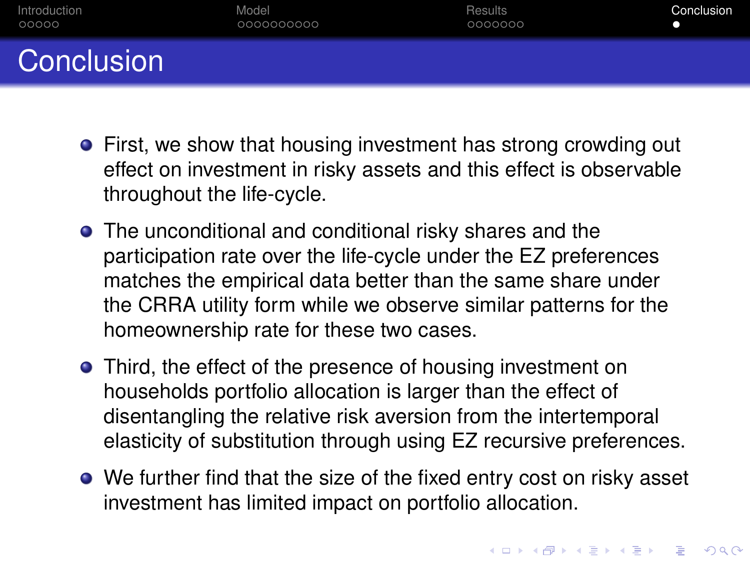# Conclusion

- First, we show that housing investment has strong crowding out effect on investment in risky assets and this effect is observable throughout the life-cycle.
- The unconditional and conditional risky shares and the participation rate over the life-cycle under the EZ preferences matches the empirical data better than the same share under the CRRA utility form while we observe similar patterns for the homeownership rate for these two cases.
- Third, the effect of the presence of housing investment on households portfolio allocation is larger than the effect of disentangling the relative risk aversion from the intertemporal elasticity of substitution through using EZ recursive preferences.
- We further find that the size of the fixed entry cost on risky asset investment has limited impact on portfolio allocation.